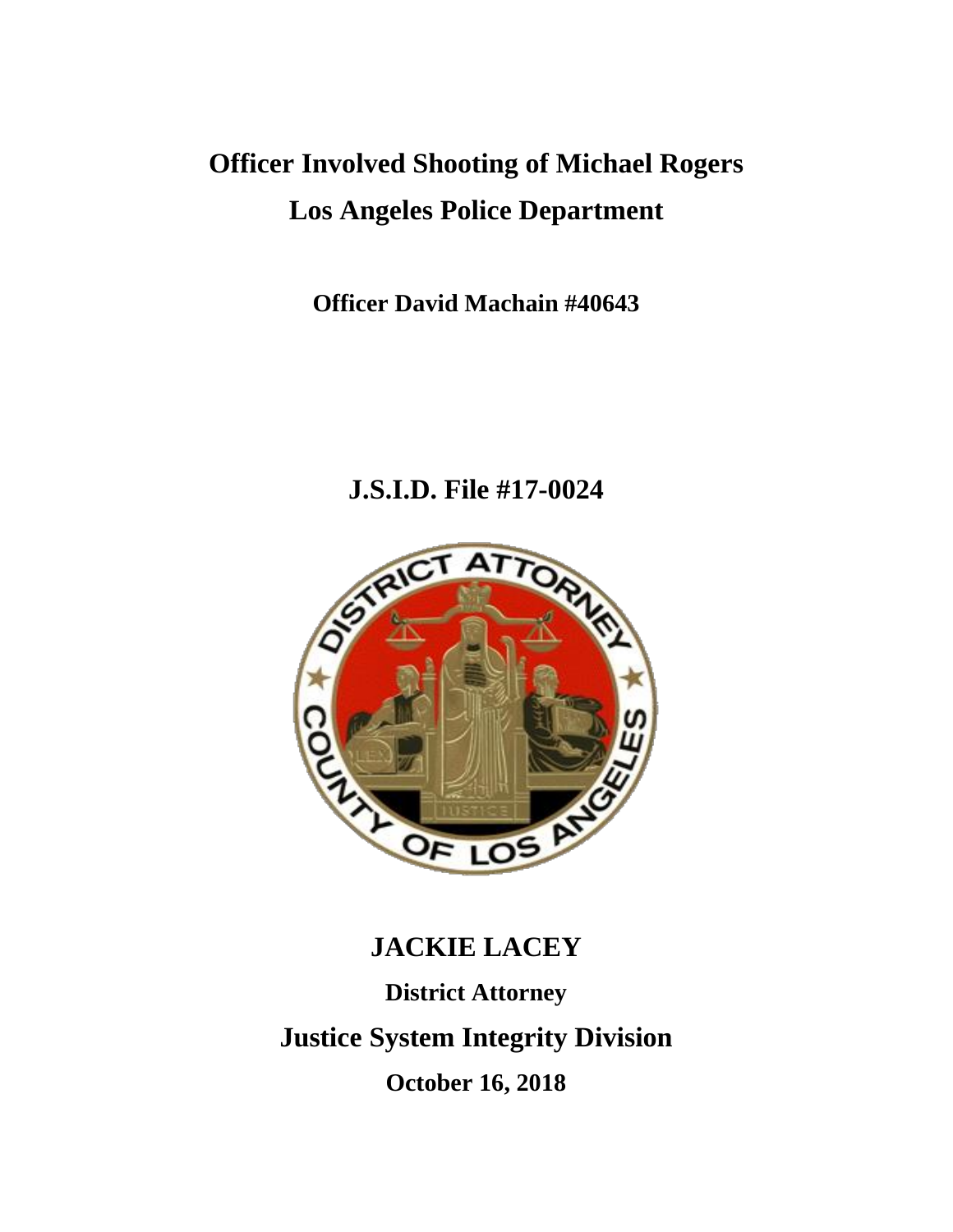# Officer Involved Shooting of Michael Rogers

# Los Angeles Police Department

**Officer David Machain #40643**

## J.S.I.D. File #17-0024

## JACKIE LACEY

**District Attorney**

## Justice System Integrity Division

**October 16, 2018**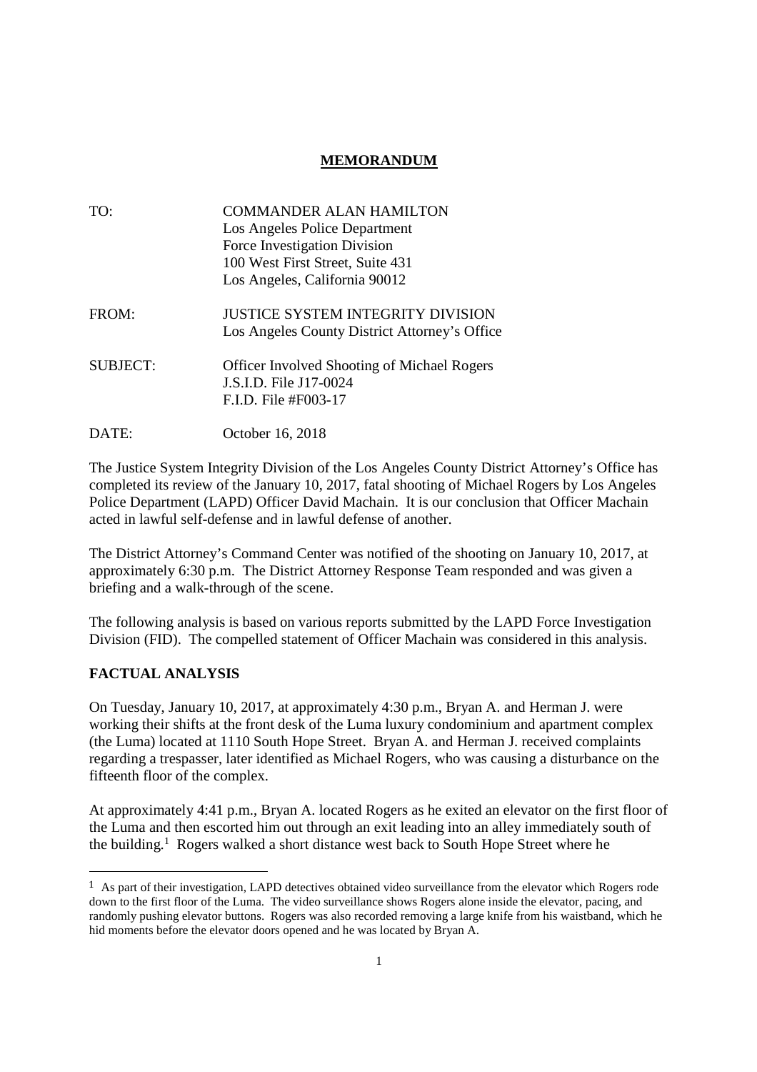# MEMORANDUM

| | |
|---|---|
| TO: | COMMANDER ALAN HAMILTON<br>Los Angeles Police Department<br>Force Investigation Division<br>100 West First Street, Suite 431<br>Los Angeles, California 90012 |
| FROM: | JUSTICE SYSTEM INTEGRITY DIVISION<br>Los Angeles County District Attorney's Office |
| SUBJECT: | Officer Involved Shooting of Michael Rogers<br>J.S.I.D. File J17-0024<br>F.I.D. File #F003-17 |
| DATE: | October 16, 2018 |

The Justice System Integrity Division of the Los Angeles County District Attorney's Office has completed its review of the January 10, 2017, fatal shooting of Michael Rogers by Los Angeles Police Department (LAPD) Officer David Machain. It is our conclusion that Officer Machain acted in lawful self-defense and in lawful defense of another.

The District Attorney's Command Center was notified of the shooting on January 10, 2017, at approximately 6:30 p.m. The District Attorney Response Team responded and was given a briefing and a walk-through of the scene.

The following analysis is based on various reports submitted by the LAPD Force Investigation Division (FID). The compelled statement of Officer Machain was considered in this analysis.

## FACTUAL ANALYSIS

On Tuesday, January 10, 2017, at approximately 4:30 p.m., Bryan A. and Herman J. were working their shifts at the front desk of the Luma luxury condominium and apartment complex (the Luma) located at 1110 South Hope Street. Bryan A. and Herman J. received complaints regarding a trespasser, later identified as Michael Rogers, who was causing a disturbance on the fifteenth floor of the complex.

At approximately 4:41 p.m., Bryan A. located Rogers as he exited an elevator on the first floor of the Luma and then escorted him out through an exit leading into an alley immediately south of the building.[1] Rogers walked a short distance west back to South Hope Street where he

---

[1] As part of their investigation, LAPD detectives obtained video surveillance from the elevator which Rogers rode down to the first floor of the Luma. The video surveillance shows Rogers alone inside the elevator, pacing, and randomly pushing elevator buttons. Rogers was also recorded removing a large knife from his waistband, which he hid moments before the elevator doors opened and he was located by Bryan A.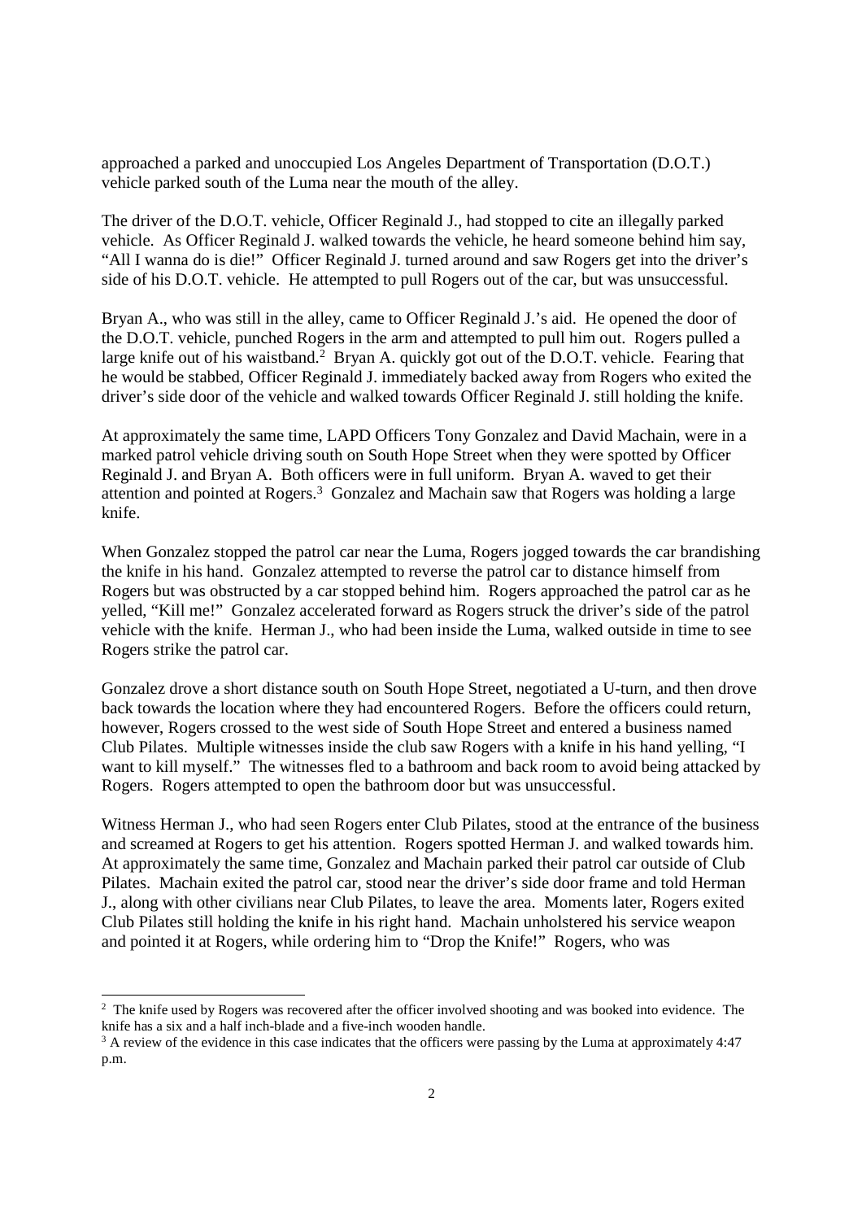approached a parked and unoccupied Los Angeles Department of Transportation (D.O.T.) vehicle parked south of the Luma near the mouth of the alley.

The driver of the D.O.T. vehicle, Officer Reginald J., had stopped to cite an illegally parked vehicle. As Officer Reginald J. walked towards the vehicle, he heard someone behind him say, "All I wanna do is die!" Officer Reginald J. turned around and saw Rogers get into the driver's side of his D.O.T. vehicle. He attempted to pull Rogers out of the car, but was unsuccessful.

Bryan A., who was still in the alley, came to Officer Reginald J.'s aid. He opened the door of the D.O.T. vehicle, punched Rogers in the arm and attempted to pull him out. Rogers pulled a large knife out of his waistband.[2] Bryan A. quickly got out of the D.O.T. vehicle. Fearing that he would be stabbed, Officer Reginald J. immediately backed away from Rogers who exited the driver's side door of the vehicle and walked towards Officer Reginald J. still holding the knife.

At approximately the same time, LAPD Officers Tony Gonzalez and David Machain, were in a marked patrol vehicle driving south on South Hope Street when they were spotted by Officer Reginald J. and Bryan A. Both officers were in full uniform. Bryan A. waved to get their attention and pointed at Rogers.[3] Gonzalez and Machain saw that Rogers was holding a large knife.

When Gonzalez stopped the patrol car near the Luma, Rogers jogged towards the car brandishing the knife in his hand. Gonzalez attempted to reverse the patrol car to distance himself from Rogers but was obstructed by a car stopped behind him. Rogers approached the patrol car as he yelled, "Kill me!" Gonzalez accelerated forward as Rogers struck the driver's side of the patrol vehicle with the knife. Herman J., who had been inside the Luma, walked outside in time to see Rogers strike the patrol car.

Gonzalez drove a short distance south on South Hope Street, negotiated a U-turn, and then drove back towards the location where they had encountered Rogers. Before the officers could return, however, Rogers crossed to the west side of South Hope Street and entered a business named Club Pilates. Multiple witnesses inside the club saw Rogers with a knife in his hand yelling, "I want to kill myself." The witnesses fled to a bathroom and back room to avoid being attacked by Rogers. Rogers attempted to open the bathroom door but was unsuccessful.

Witness Herman J., who had seen Rogers enter Club Pilates, stood at the entrance of the business and screamed at Rogers to get his attention. Rogers spotted Herman J. and walked towards him. At approximately the same time, Gonzalez and Machain parked their patrol car outside of Club Pilates. Machain exited the patrol car, stood near the driver's side door frame and told Herman J., along with other civilians near Club Pilates, to leave the area. Moments later, Rogers exited Club Pilates still holding the knife in his right hand. Machain unholstered his service weapon and pointed it at Rogers, while ordering him to "Drop the Knife!" Rogers, who was

---

[2] The knife used by Rogers was recovered after the officer involved shooting and was booked into evidence. The knife has a six and a half inch-blade and a five-inch wooden handle.

[3] A review of the evidence in this case indicates that the officers were passing by the Luma at approximately 4:47 p.m.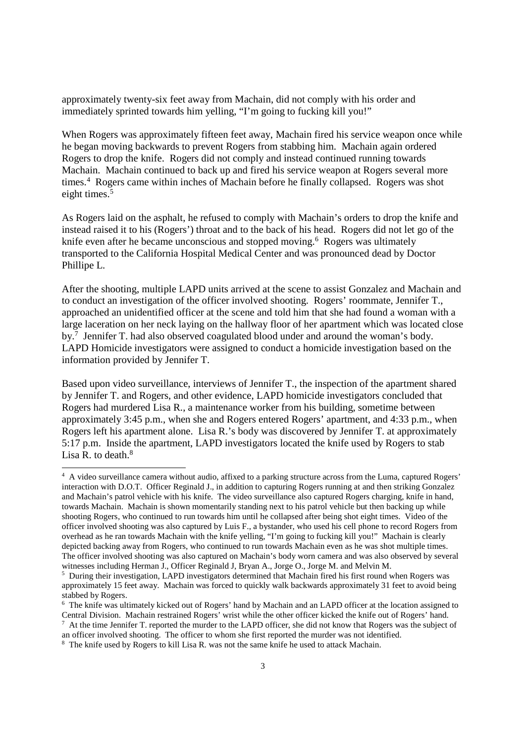approximately twenty-six feet away from Machain, did not comply with his order and immediately sprinted towards him yelling, "I'm going to fucking kill you!"

When Rogers was approximately fifteen feet away, Machain fired his service weapon once while he began moving backwards to prevent Rogers from stabbing him. Machain again ordered Rogers to drop the knife. Rogers did not comply and instead continued running towards Machain. Machain continued to back up and fired his service weapon at Rogers several more times.[4] Rogers came within inches of Machain before he finally collapsed. Rogers was shot eight times.[5]

As Rogers laid on the asphalt, he refused to comply with Machain's orders to drop the knife and instead raised it to his (Rogers') throat and to the back of his head. Rogers did not let go of the knife even after he became unconscious and stopped moving.[6] Rogers was ultimately transported to the California Hospital Medical Center and was pronounced dead by Doctor Phillipe L.

After the shooting, multiple LAPD units arrived at the scene to assist Gonzalez and Machain and to conduct an investigation of the officer involved shooting. Rogers' roommate, Jennifer T., approached an unidentified officer at the scene and told him that she had found a woman with a large laceration on her neck laying on the hallway floor of her apartment which was located close by.[7] Jennifer T. had also observed coagulated blood under and around the woman's body. LAPD Homicide investigators were assigned to conduct a homicide investigation based on the information provided by Jennifer T.

Based upon video surveillance, interviews of Jennifer T., the inspection of the apartment shared by Jennifer T. and Rogers, and other evidence, LAPD homicide investigators concluded that Rogers had murdered Lisa R., a maintenance worker from his building, sometime between approximately 3:45 p.m., when she and Rogers entered Rogers' apartment, and 4:33 p.m., when Rogers left his apartment alone. Lisa R.'s body was discovered by Jennifer T. at approximately 5:17 p.m. Inside the apartment, LAPD investigators located the knife used by Rogers to stab Lisa R. to death.[8]

---

[4] A video surveillance camera without audio, affixed to a parking structure across from the Luma, captured Rogers' interaction with D.O.T. Officer Reginald J., in addition to capturing Rogers running at and then striking Gonzalez and Machain's patrol vehicle with his knife. The video surveillance also captured Rogers charging, knife in hand, towards Machain. Machain is shown momentarily standing next to his patrol vehicle but then backing up while shooting Rogers, who continued to run towards him until he collapsed after being shot eight times. Video of the officer involved shooting was also captured by Luis F., a bystander, who used his cell phone to record Rogers from overhead as he ran towards Machain with the knife yelling, "I'm going to fucking kill you!" Machain is clearly depicted backing away from Rogers, who continued to run towards Machain even as he was shot multiple times. The officer involved shooting was also captured on Machain's body worn camera and was also observed by several witnesses including Herman J., Officer Reginald J, Bryan A., Jorge O., Jorge M. and Melvin M.

[5] During their investigation, LAPD investigators determined that Machain fired his first round when Rogers was approximately 15 feet away. Machain was forced to quickly walk backwards approximately 31 feet to avoid being stabbed by Rogers.

[6] The knife was ultimately kicked out of Rogers' hand by Machain and an LAPD officer at the location assigned to Central Division. Machain restrained Rogers' wrist while the other officer kicked the knife out of Rogers' hand.

[7] At the time Jennifer T. reported the murder to the LAPD officer, she did not know that Rogers was the subject of an officer involved shooting. The officer to whom she first reported the murder was not identified.

[8] The knife used by Rogers to kill Lisa R. was not the same knife he used to attack Machain.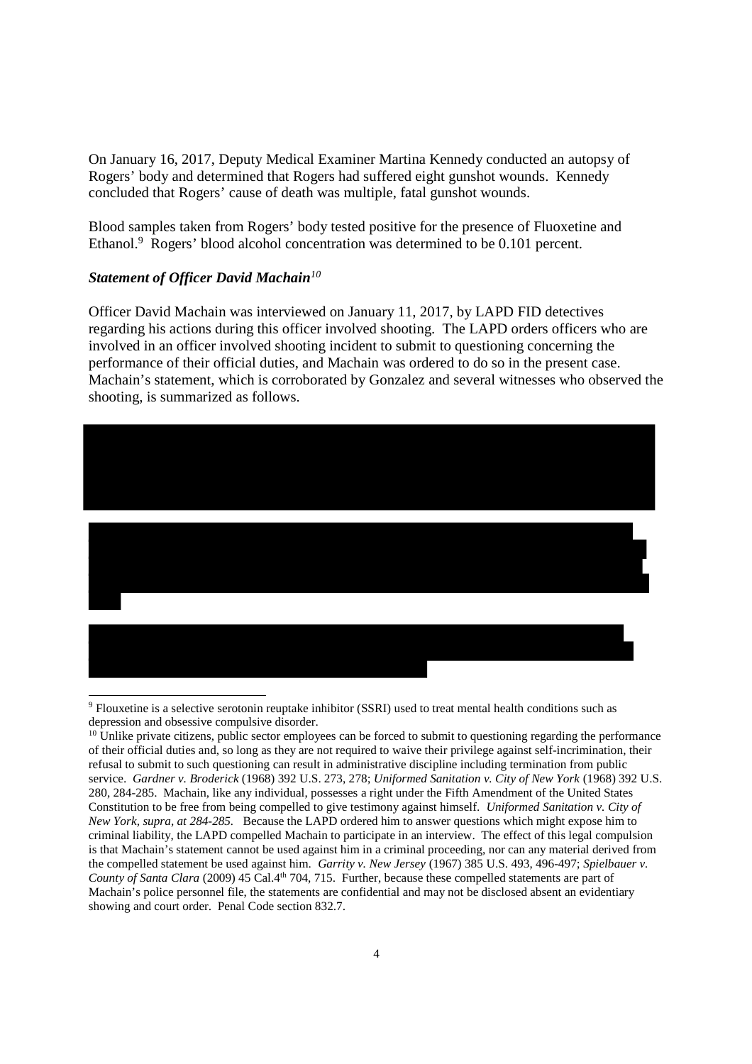On January 16, 2017, Deputy Medical Examiner Martina Kennedy conducted an autopsy of Rogers' body and determined that Rogers had suffered eight gunshot wounds. Kennedy concluded that Rogers' cause of death was multiple, fatal gunshot wounds.

Blood samples taken from Rogers' body tested positive for the presence of Fluoxetine and Ethanol.[9] Rogers' blood alcohol concentration was determined to be 0.101 percent.

***Statement of Officer David Machain***[10]

Officer David Machain was interviewed on January 11, 2017, by LAPD FID detectives regarding his actions during this officer involved shooting. The LAPD orders officers who are involved in an officer involved shooting incident to submit to questioning concerning the performance of their official duties, and Machain was ordered to do so in the present case. Machain's statement, which is corroborated by Gonzalez and several witnesses who observed the shooting, is summarized as follows.

---

[9] Flouxetine is a selective serotonin reuptake inhibitor (SSRI) used to treat mental health conditions such as depression and obsessive compulsive disorder.

[10] Unlike private citizens, public sector employees can be forced to submit to questioning regarding the performance of their official duties and, so long as they are not required to waive their privilege against self-incrimination, their refusal to submit to such questioning can result in administrative discipline including termination from public service. *Gardner v. Broderick* (1968) 392 U.S. 273, 278; *Uniformed Sanitation v. City of New York* (1968) 392 U.S. 280, 284-285. Machain, like any individual, possesses a right under the Fifth Amendment of the United States Constitution to be free from being compelled to give testimony against himself. *Uniformed Sanitation v. City of New York, supra, at 284-285.* Because the LAPD ordered him to answer questions which might expose him to criminal liability, the LAPD compelled Machain to participate in an interview. The effect of this legal compulsion is that Machain's statement cannot be used against him in a criminal proceeding, nor can any material derived from the compelled statement be used against him. *Garrity v. New Jersey* (1967) 385 U.S. 493, 496-497; *Spielbauer v. County of Santa Clara* (2009) 45 Cal.4th 704, 715. Further, because these compelled statements are part of Machain's police personnel file, the statements are confidential and may not be disclosed absent an evidentiary showing and court order. Penal Code section 832.7.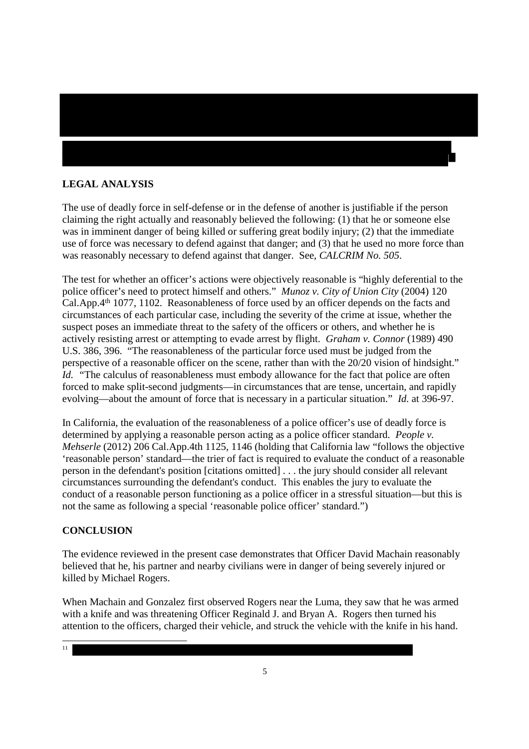## LEGAL ANALYSIS

The use of deadly force in self-defense or in the defense of another is justifiable if the person claiming the right actually and reasonably believed the following: (1) that he or someone else was in imminent danger of being killed or suffering great bodily injury; (2) that the immediate use of force was necessary to defend against that danger; and (3) that he used no more force than was reasonably necessary to defend against that danger. See, *CALCRIM No. 505*.

The test for whether an officer's actions were objectively reasonable is "highly deferential to the police officer's need to protect himself and others." *Munoz v. City of Union City* (2004) 120 Cal.App.4th 1077, 1102. Reasonableness of force used by an officer depends on the facts and circumstances of each particular case, including the severity of the crime at issue, whether the suspect poses an immediate threat to the safety of the officers or others, and whether he is actively resisting arrest or attempting to evade arrest by flight. *Graham v. Connor* (1989) 490 U.S. 386, 396. "The reasonableness of the particular force used must be judged from the perspective of a reasonable officer on the scene, rather than with the 20/20 vision of hindsight." *Id.* "The calculus of reasonableness must embody allowance for the fact that police are often forced to make split-second judgments—in circumstances that are tense, uncertain, and rapidly evolving—about the amount of force that is necessary in a particular situation." *Id.* at 396-97.

In California, the evaluation of the reasonableness of a police officer's use of deadly force is determined by applying a reasonable person acting as a police officer standard. *People v. Mehserle* (2012) 206 Cal.App.4th 1125, 1146 (holding that California law "follows the objective 'reasonable person' standard—the trier of fact is required to evaluate the conduct of a reasonable person in the defendant's position [citations omitted] . . . the jury should consider all relevant circumstances surrounding the defendant's conduct. This enables the jury to evaluate the conduct of a reasonable person functioning as a police officer in a stressful situation—but this is not the same as following a special 'reasonable police officer' standard.")

## CONCLUSION

The evidence reviewed in the present case demonstrates that Officer David Machain reasonably believed that he, his partner and nearby civilians were in danger of being severely injured or killed by Michael Rogers.

When Machain and Gonzalez first observed Rogers near the Luma, they saw that he was armed with a knife and was threatening Officer Reginald J. and Bryan A. Rogers then turned his attention to the officers, charged their vehicle, and struck the vehicle with the knife in his hand.

[11]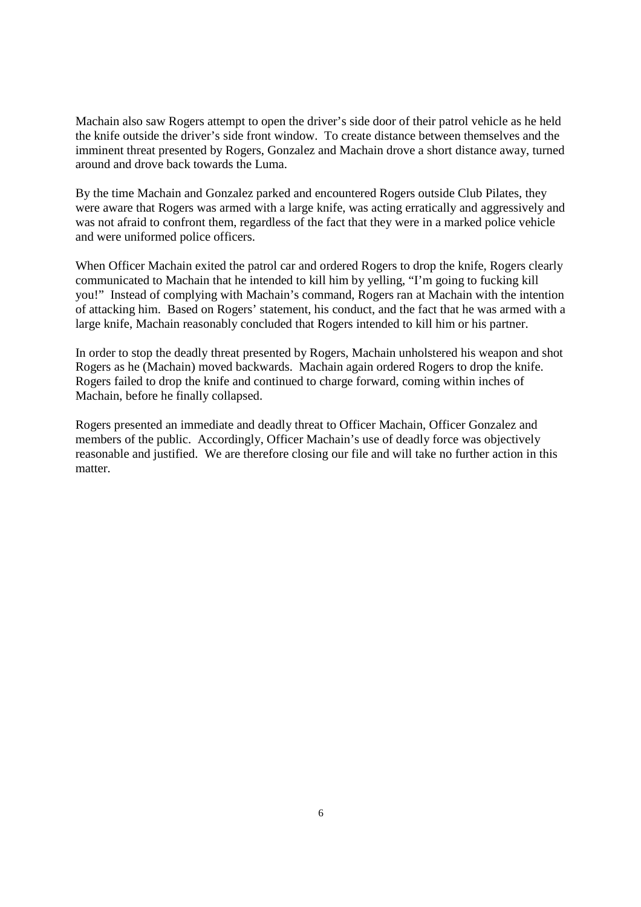Machain also saw Rogers attempt to open the driver's side door of their patrol vehicle as he held the knife outside the driver's side front window. To create distance between themselves and the imminent threat presented by Rogers, Gonzalez and Machain drove a short distance away, turned around and drove back towards the Luma.

By the time Machain and Gonzalez parked and encountered Rogers outside Club Pilates, they were aware that Rogers was armed with a large knife, was acting erratically and aggressively and was not afraid to confront them, regardless of the fact that they were in a marked police vehicle and were uniformed police officers.

When Officer Machain exited the patrol car and ordered Rogers to drop the knife, Rogers clearly communicated to Machain that he intended to kill him by yelling, "I'm going to fucking kill you!" Instead of complying with Machain's command, Rogers ran at Machain with the intention of attacking him. Based on Rogers' statement, his conduct, and the fact that he was armed with a large knife, Machain reasonably concluded that Rogers intended to kill him or his partner.

In order to stop the deadly threat presented by Rogers, Machain unholstered his weapon and shot Rogers as he (Machain) moved backwards. Machain again ordered Rogers to drop the knife. Rogers failed to drop the knife and continued to charge forward, coming within inches of Machain, before he finally collapsed.

Rogers presented an immediate and deadly threat to Officer Machain, Officer Gonzalez and members of the public. Accordingly, Officer Machain's use of deadly force was objectively reasonable and justified. We are therefore closing our file and will take no further action in this matter.